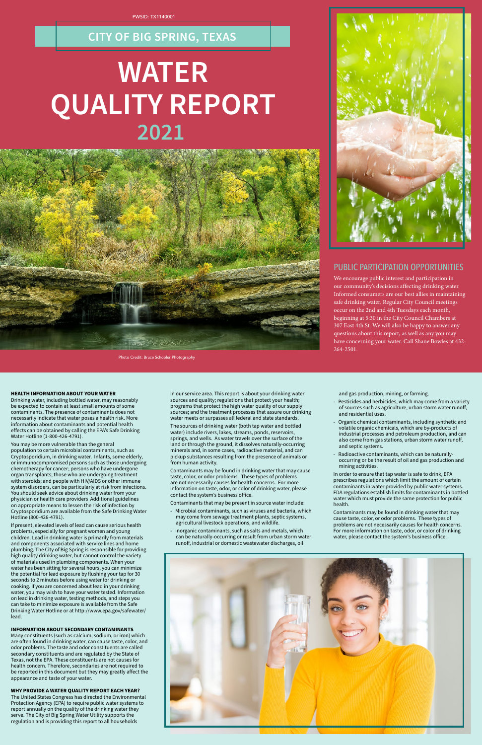PWSID: TX1140001

## CITY OF BIG SPRING, TEXAS

# WATER QUALITY REPORT 2021

Photo Credit: Bruce Schooler Photography

## PUBLIC PARTICIPATION OPPORTUNITIES

We encourage public interest and participation in our community's decisions affecting drinking water. Informed consumers are our best allies in maintaining safe drinking water. Regular City Council meetings occur on the 2nd and 4th Tuesdays each month, beginning at 5:30 in the City Council Chambers at 307 East 4th St. We will also be happy to answer any questions about this report, as well as any you may have concerning your water. Call Shane Bowles at 432-264-2501.

### HEALTH INFORMATION ABOUT YOUR WATER

Drinking water, including bottled water, may reasonably be expected to contain at least small amounts of some contaminants. The presence of contaminants does not necessarily indicate that water poses a health risk. More information about contaminants and potential health effects can be obtained by calling the EPA's Safe Drinking Water Hotline (1-800-426-4791).

You may be more vulnerable than the general population to certain microbial contaminants, such as Cryptosporidium, in drinking water. Infants, some elderly, or immunocompromised persons such as those undergoing chemotherapy for cancer; persons who have undergone organ transplants; those who are undergoing treatment with steroids; and people with HIV/AIDS or other immune system disorders, can be particularly at risk from infections. You should seek advice about drinking water from your physician or health care providers Additional guidelines on appropriate means to lessen the risk of infection by Cryptosporidium are available from the Safe Drinking Water Hotline (800-426-4791).

If present, elevated levels of lead can cause serious health problems, especially for pregnant women and young children. Lead in drinking water is primarily from materials and components associated with service lines and home plumbing. The City of Big Spring is responsible for providing high quality drinking water, but cannot control the variety of materials used in plumbing components. When your water has been sitting for several hours, you can minimize the potential for lead exposure by flushing your tap for 30 seconds to 2 minutes before using water for drinking or cooking. If you are concerned about lead in your drinking water, you may wish to have your water tested. Information on lead in drinking water, testing methods, and steps you can take to minimize exposure is available from the Safe Drinking Water Hotline or at http://www.epa.gov/safewater/lead.

### INFORMATION ABOUT SECONDARY CONTAMINANTS

Many constituents (such as calcium, sodium, or iron) which are often found in drinking water, can cause taste, color, and odor problems. The taste and odor constituents are called secondary constituents and are regulated by the State of Texas, not the EPA. These constituents are not causes for health concern. Therefore, secondaries are not required to be reported in this document but they may greatly affect the appearance and taste of your water.

### WHY PROVIDE A WATER QUALITY REPORT EACH YEAR?

The United States Congress has directed the Environmental Protection Agency (EPA) to require public water systems to report annually on the quality of the drinking water they serve. The City of Big Spring Water Utility supports the regulation and is providing this report to all households in our service area. This report is about your drinking water sources and quality; regulations that protect your health; programs that protect the high water quality of our supply sources; and the treatment processes that assure our drinking water meets or surpasses all federal and state standards.

The sources of drinking water (both tap water and bottled water) include rivers, lakes, streams, ponds, reservoirs, springs, and wells. As water travels over the surface of the land or through the ground, it dissolves naturally-occurring minerals and, in some cases, radioactive material, and can pickup substances resulting from the presence of animals or from human activity.

Contaminants may be found in drinking water that may cause taste, color, or odor problems. These types of problems are not necessarily causes for health concerns. For more information on taste, odor, or color of drinking water, please contact the system's business office.

Contaminants that may be present in source water include:

- Microbial contaminants, such as viruses and bacteria, which may come from sewage treatment plants, septic systems, agricultural livestock operations, and wildlife.
- Inorganic contaminants, such as salts and metals, which can be naturally-occurring or result from urban storm water runoff, industrial or domestic wastewater discharges, oil and gas production, mining, or farming.
- Pesticides and herbicides, which may come from a variety of sources such as agriculture, urban storm water runoff, and residential uses.
- Organic chemical contaminants, including synthetic and volatile organic chemicals, which are by-products of industrial processes and petroleum production, and can also come from gas stations, urban storm water runoff, and septic systems.
- Radioactive contaminants, which can be naturally-occurring or be the result of oil and gas production and mining activities.

In order to ensure that tap water is safe to drink, EPA prescribes regulations which limit the amount of certain contaminants in water provided by public water systems. FDA regulations establish limits for contaminants in bottled water which must provide the same protection for public health.

Contaminants may be found in drinking water that may cause taste, color, or odor problems. These types of problems are not necessarily causes for health concerns. For more information on taste, odor, or color of drinking water, please contact the system's business office.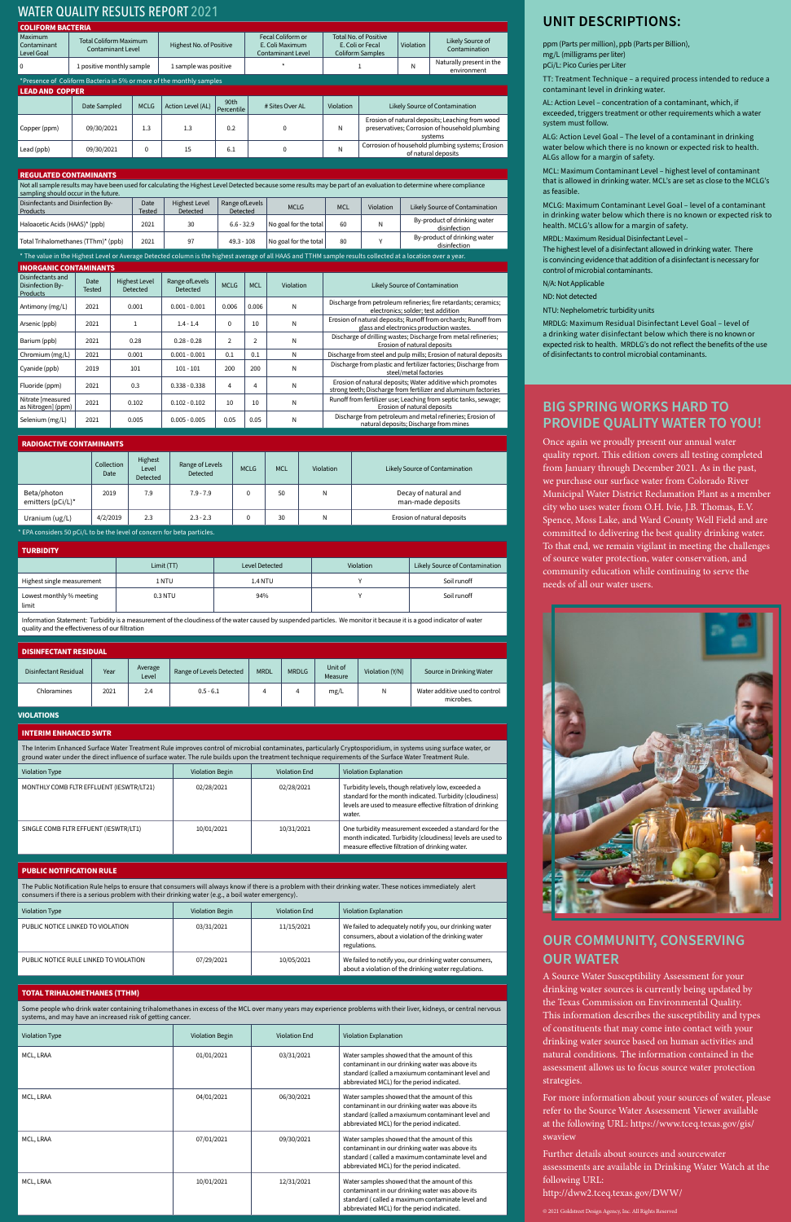# WATER QUALITY RESULTS REPORT 2021

## COLIFORM BACTERIA

| Maximum Contaminant Level Goal | Total Coliform Maximum Contaminant Level | Highest No. of Positive | Fecal Coliform or E. Coli Maximum Contaminant Level | Total No. of Positive E. Coli or Fecal Coliform Samples | Violation | Likely Source of Contamination |
|---|---|---|---|---|---|---|
| 0 | 1 positive monthly sample | 1 sample was positive | * | 1 | N | Naturally present in the environment |

*Presence of Coliform Bacteria in 5% or more of the monthly samples

## LEAD AND COPPER

| | Date Sampled | MCLG | Action Level (AL) | 90th Percentile | # Sites Over AL | Violation | Likely Source of Contamination |
|---|---|---|---|---|---|---|---|
| Copper (ppm) | 09/30/2021 | 1.3 | 1.3 | 0.2 | 0 | N | Erosion of natural deposits; Leaching from wood preservatives; Corrosion of household plumbing systems |
| Lead (ppb) | 09/30/2021 | 0 | 15 | 6.1 | 0 | N | Corrosion of household plumbing systems; Erosion of natural deposits |

## REGULATED CONTAMINANTS

Not all sample results may have been used for calculating the Highest Level Detected because some results may be part of an evaluation to determine where compliance sampling should occur in the future.

| Disinfectants and Disinfection By-Products | Date Tested | Highest Level Detected | Range of Levels Detected | MCLG | MCL | Violation | Likely Source of Contamination |
|---|---|---|---|---|---|---|---|
| Haloacetic Acids (HAA5)* (ppb) | 2021 | 30 | 6.6 - 32.9 | No goal for the total | 60 | N | By-product of drinking water disinfection |
| Total Trihalomethanes (TThm)* (ppb) | 2021 | 97 | 49.3 - 108 | No goal for the total | 80 | Y | By-product of drinking water disinfection |

* The value in the Highest Level or Average Detected column is the highest average of all HAA5 and TTHM sample results collected at a location over a year.

## INORGANIC CONTAMINANTS

| Disinfectants and Disinfection By-Products | Date Tested | Highest Level Detected | Range of Levels Detected | MCLG | MCL | Violation | Likely Source of Contamination |
|---|---|---|---|---|---|---|---|
| Antimony (mg/L) | 2021 | 0.001 | 0.001 - 0.001 | 0.006 | 0.006 | N | Discharge from petroleum refineries; fire retardants; ceramics; electronics; solder; test addition |
| Arsenic (ppb) | 2021 | 1 | 1.4 - 1.4 | 0 | 10 | N | Erosion of natural deposits; Runoff from orchards; Runoff from glass and electronics production wastes. |
| Barium (ppb) | 2021 | 0.28 | 0.28 - 0.28 | 2 | 2 | N | Discharge of drilling wastes; Discharge from metal refineries; Erosion of natural deposits |
| Chromium (mg/L) | 2021 | 0.001 | 0.001 - 0.001 | 0.1 | 0.1 | N | Discharge from steel and pulp mills; Erosion of natural deposits |
| Cyanide (ppb) | 2019 | 101 | 101 - 101 | 200 | 200 | N | Discharge from plastic and fertilizer factories; Discharge from steel/metal factories |
| Fluoride (ppm) | 2021 | 0.3 | 0.338 - 0.338 | 4 | 4 | N | Erosion of natural deposits; Water additive which promotes strong teeth; Discharge from fertilizer and aluminum factories |
| Nitrate (measured as Nitrogen) (ppm) | 2021 | 0.102 | 0.102 - 0.102 | 10 | 10 | N | Runoff from fertilizer use; Leaching from septic tanks, sewage; Erosion of natural deposits |
| Selenium (mg/L) | 2021 | 0.005 | 0.005 - 0.005 | 0.05 | 0.05 | N | Discharge from petroleum and metal refineries; Erosion of natural deposits; Discharge from mines |

## RADIOACTIVE CONTAMINANTS

| | Collection Date | Highest Level Detected | Range of Levels Detected | MCLG | MCL | Violation | Likely Source of Contamination |
|---|---|---|---|---|---|---|---|
| Beta/photon emitters (pCi/L)* | 2019 | 7.9 | 7.9 - 7.9 | 0 | 50 | N | Decay of natural and man-made deposits |
| Uranium (ug/L) | 4/2/2019 | 2.3 | 2.3 - 2.3 | 0 | 30 | N | Erosion of natural deposits |

* EPA considers 50 pCi/L to be the level of concern for beta particles.

## TURBIDITY

| | Limit (TT) | Level Detected | Violation | Likely Source of Contamination |
|---|---|---|---|---|
| Highest single measurement | 1 NTU | 1.4 NTU | Y | Soil runoff |
| Lowest monthly % meeting limit | 0.3 NTU | 94% | Y | Soil runoff |

Information Statement: Turbidity is a measurement of the cloudiness of the water caused by suspended particles. We monitor it because it is a good indicator of water quality and the effectiveness of our filtration

## DISINFECTANT RESIDUAL

| Disinfectant Residual | Year | Average Level | Range of Levels Detected | MRDL | MRDLG | Unit of Measure | Violation (Y/N) | Source in Drinking Water |
|---|---|---|---|---|---|---|---|---|
| Chloramines | 2021 | 2.4 | 0.5 - 6.1 | 4 | 4 | mg/L | N | Water additive used to control microbes. |

## VIOLATIONS

### INTERIM ENHANCED SWTR

The Interim Enhanced Surface Water Treatment Rule improves control of microbial contaminates, particularly Cryptosporidium, in systems using surface water, or ground water under the direct influence of surface water. The rule builds upon the treatment technique requirements of the Surface Water Treatment Rule.

| Violation Type | Violation Begin | Violation End | Violation Explanation |
|---|---|---|---|
| MONTHLY COMB FLTR EFFLUENT (IESWTR/LT21) | 02/28/2021 | 02/28/2021 | Turbidity levels, though relatively low, exceeded a standard for the month indicated. Turbidity (cloudiness) levels are used to measure effective filtration of drinking water. |
| SINGLE COMB FLTR EFFUENT (IESWTR/LT1) | 10/01/2021 | 10/31/2021 | One turbidity measurement exceeded a standard for the month indicated. Turbidity (cloudiness) levels are used to measure effective filtration of drinking water. |

### PUBLIC NOTIFICATION RULE

The Public Notification Rule helps to ensure that consumers will allways know if there is a problem with their drinking water. These notices immediately alert consumers if there is a serious problem with their drinking water (e.g., a boil water emergency).

| Violation Type | Violation Begin | Violation End | Violation Explanation |
|---|---|---|---|
| PUBLIC NOTICE LINKED TO VIOLATION | 03/31/2021 | 11/15/2021 | We failed to adequately notify you, our drinking water consumers, about a violation of the drinking water regulations. |
| PUBLIC NOTICE RULE LINKED TO VIOLATION | 07/29/2021 | 10/05/2021 | We failed to notify you, our drinking water consumers, about a violation of the drinking water regulations. |

### TOTAL TRIHALOMETHANES (TTHM)

Some people who drink water containing trihalomethanes in excess of the MCL over many years may experience problems with their liver, kidneys, or central nervous systems, and may have an increased risk of getting cancer.

| Violation Type | Violation Begin | Violation End | Violation Explanation |
|---|---|---|---|
| MCL, LRAA | 01/01/2021 | 03/31/2021 | Water samples showed that the amount of this contaminant in our drinking water was above its standard (called a maxiumum contaminant level and abbreviated MCL) for the period indicated. |
| MCL, LRAA | 04/01/2021 | 06/30/2021 | Water samples showed that the amount of this contaminant in our drinking water was above its standard (called a maxiumum contaminant level and abbreviated MCL) for the period indicated. |
| MCL, LRAA | 07/01/2021 | 09/30/2021 | Water samples showed that the amount of this contaminant in our drinking water was above its standard ( called a maximum contaminate level and abbreviated MCL) for the period indicated. |
| MCL, LRAA | 10/01/2021 | 12/31/2021 | Water samples showed that the amount of this contaminant in our drinking water was above its standard ( called a maximum contaminate level and abbreviated MCL) for the period indicated. |

## UNIT DESCRIPTIONS:

ppm (Parts per million), ppb (Parts per Billion), mg/L (milligrams per liter)
pCi/L: Pico Curies per Liter

TT: Treatment Technique – a required process intended to reduce a contaminant level in drinking water.

AL: Action Level – concentration of a contaminant, which, if exceeded, triggers treatment or other requirements which a water system must follow.

ALG: Action Level Goal – The level of a contaminant in drinking water below which there is no known or expected risk to health. ALGs allow for a margin of safety.

MCL: Maximum Contaminant Level – highest level of contaminant that is allowed in drinking water. MCL's are set as close to the MCLG's as feasible.

MCLG: Maximum Contaminant Level Goal – level of a contaminant in drinking water below which there is no known or expected risk to health. MCLG's allow for a margin of safety.

MRDL: Maximum Residual Disinfectant Level –
The highest level of a disinfectant allowed in drinking water. There is convincing evidence that addition of a disinfectant is necessary for control of microbial contaminants.

N/A: Not Applicable

ND: Not detected

NTU: Nephelometric turbidity units

MRDLG: Maximum Residual Disinfectant Level Goal – level of a drinking water disinfectant below which there is no known or expected risk to health. MRDLG's do not reflect the benefits of the use of disinfectants to control microbial contaminants.

## BIG SPRING WORKS HARD TO PROVIDE QUALITY WATER TO YOU!

Once again we proudly present our annual water quality report. This edition covers all testing completed from January through December 2021. As in the past, we purchase our surface water from Colorado River Municipal Water District Reclamation Plant as a member city who uses water from O.H. Ivie, J.B. Thomas, E.V. Spence, Moss Lake, and Ward County Well Field and are committed to delivering the best quality drinking water. To that end, we remain vigilant in meeting the challenges of source water protection, water conservation, and community education while continuing to serve the needs of all our water users.

## OUR COMMUNITY, CONSERVING OUR WATER

A Source Water Susceptibility Assessment for your drinking water sources is currently being updated by the Texas Commission on Environmental Quality. This information describes the susceptibility and types of constituents that may come into contact with your drinking water source based on human activities and natural conditions. The information contained in the assessment allows us to focus source water protection strategies.

For more information about your sources of water, please refer to the Source Water Assessment Viewer available at the following URL: https://www.tceq.texas.gov/gis/swaview

Further details about sources and sourcewater assessments are available in Drinking Water Watch at the following URL:
http://dww2.tceq.texas.gov/DWW/

© 2021 Goldstreet Design Agency, Inc. All Rights Reserved